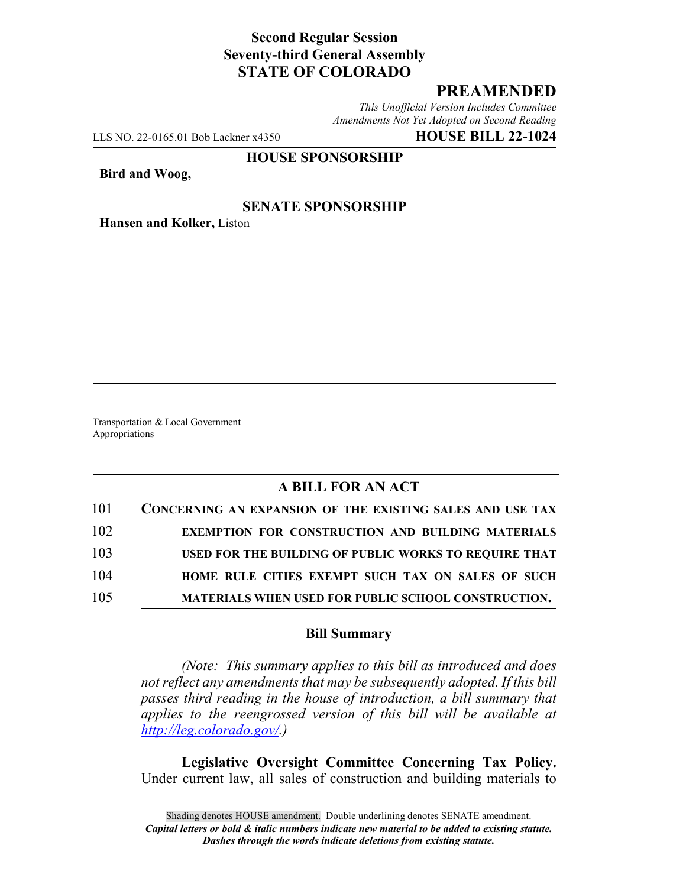**Second Regular Session**
**Seventy-third General Assembly**
**STATE OF COLORADO**

# PREAMENDED

*This Unofficial Version Includes Committee Amendments Not Yet Adopted on Second Reading*

LLS NO. 22-0165.01 Bob Lackner x4350 **HOUSE BILL 22-1024**

**HOUSE SPONSORSHIP**

**Bird and Woog,**

**SENATE SPONSORSHIP**

**Hansen and Kolker,** Liston

Transportation & Local Government
Appropriations

## A BILL FOR AN ACT

101 **CONCERNING AN EXPANSION OF THE EXISTING SALES AND USE TAX**
102 **EXEMPTION FOR CONSTRUCTION AND BUILDING MATERIALS**
103 **USED FOR THE BUILDING OF PUBLIC WORKS TO REQUIRE THAT**
104 **HOME RULE CITIES EXEMPT SUCH TAX ON SALES OF SUCH**
105 **MATERIALS WHEN USED FOR PUBLIC SCHOOL CONSTRUCTION.**

### Bill Summary

*(Note: This summary applies to this bill as introduced and does not reflect any amendments that may be subsequently adopted. If this bill passes third reading in the house of introduction, a bill summary that applies to the reengrossed version of this bill will be available at http://leg.colorado.gov/.)*

**Legislative Oversight Committee Concerning Tax Policy.** Under current law, all sales of construction and building materials to

Shading denotes HOUSE amendment. Double underlining denotes SENATE amendment.
***Capital letters or bold & italic numbers indicate new material to be added to existing statute.***
***Dashes through the words indicate deletions from existing statute.***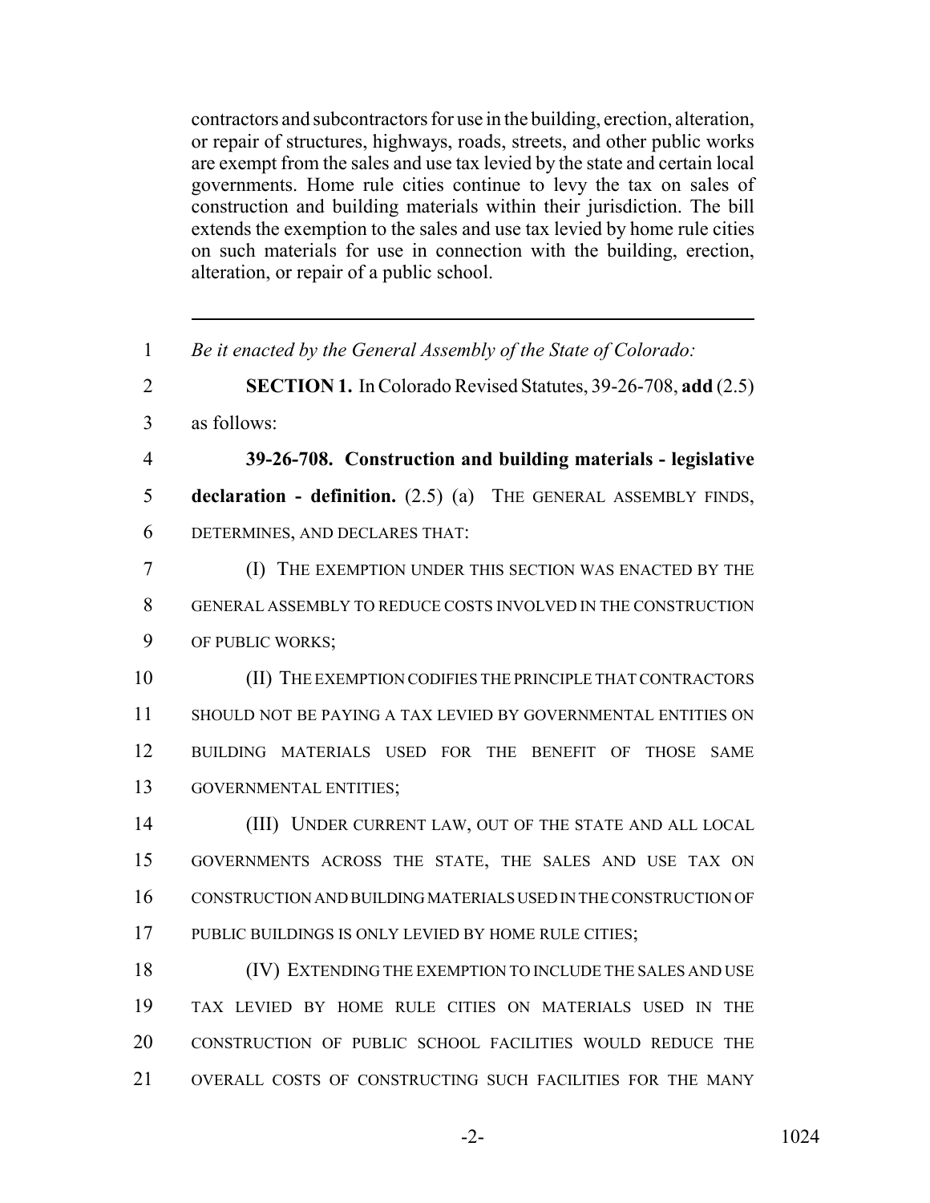contractors and subcontractors for use in the building, erection, alteration, or repair of structures, highways, roads, streets, and other public works are exempt from the sales and use tax levied by the state and certain local governments. Home rule cities continue to levy the tax on sales of construction and building materials within their jurisdiction. The bill extends the exemption to the sales and use tax levied by home rule cities on such materials for use in connection with the building, erection, alteration, or repair of a public school.

---

1 *Be it enacted by the General Assembly of the State of Colorado:*

2 **SECTION 1.** In Colorado Revised Statutes, 39-26-708, **add** (2.5)
3 as follows:

4 **39-26-708. Construction and building materials - legislative**
5 **declaration - definition.** (2.5) (a) THE GENERAL ASSEMBLY FINDS,
6 DETERMINES, AND DECLARES THAT:

7 (I) THE EXEMPTION UNDER THIS SECTION WAS ENACTED BY THE
8 GENERAL ASSEMBLY TO REDUCE COSTS INVOLVED IN THE CONSTRUCTION
9 OF PUBLIC WORKS;

10 (II) THE EXEMPTION CODIFIES THE PRINCIPLE THAT CONTRACTORS
11 SHOULD NOT BE PAYING A TAX LEVIED BY GOVERNMENTAL ENTITIES ON
12 BUILDING MATERIALS USED FOR THE BENEFIT OF THOSE SAME
13 GOVERNMENTAL ENTITIES;

14 (III) UNDER CURRENT LAW, OUT OF THE STATE AND ALL LOCAL
15 GOVERNMENTS ACROSS THE STATE, THE SALES AND USE TAX ON
16 CONSTRUCTION AND BUILDING MATERIALS USED IN THE CONSTRUCTION OF
17 PUBLIC BUILDINGS IS ONLY LEVIED BY HOME RULE CITIES;

18 (IV) EXTENDING THE EXEMPTION TO INCLUDE THE SALES AND USE
19 TAX LEVIED BY HOME RULE CITIES ON MATERIALS USED IN THE
20 CONSTRUCTION OF PUBLIC SCHOOL FACILITIES WOULD REDUCE THE
21 OVERALL COSTS OF CONSTRUCTING SUCH FACILITIES FOR THE MANY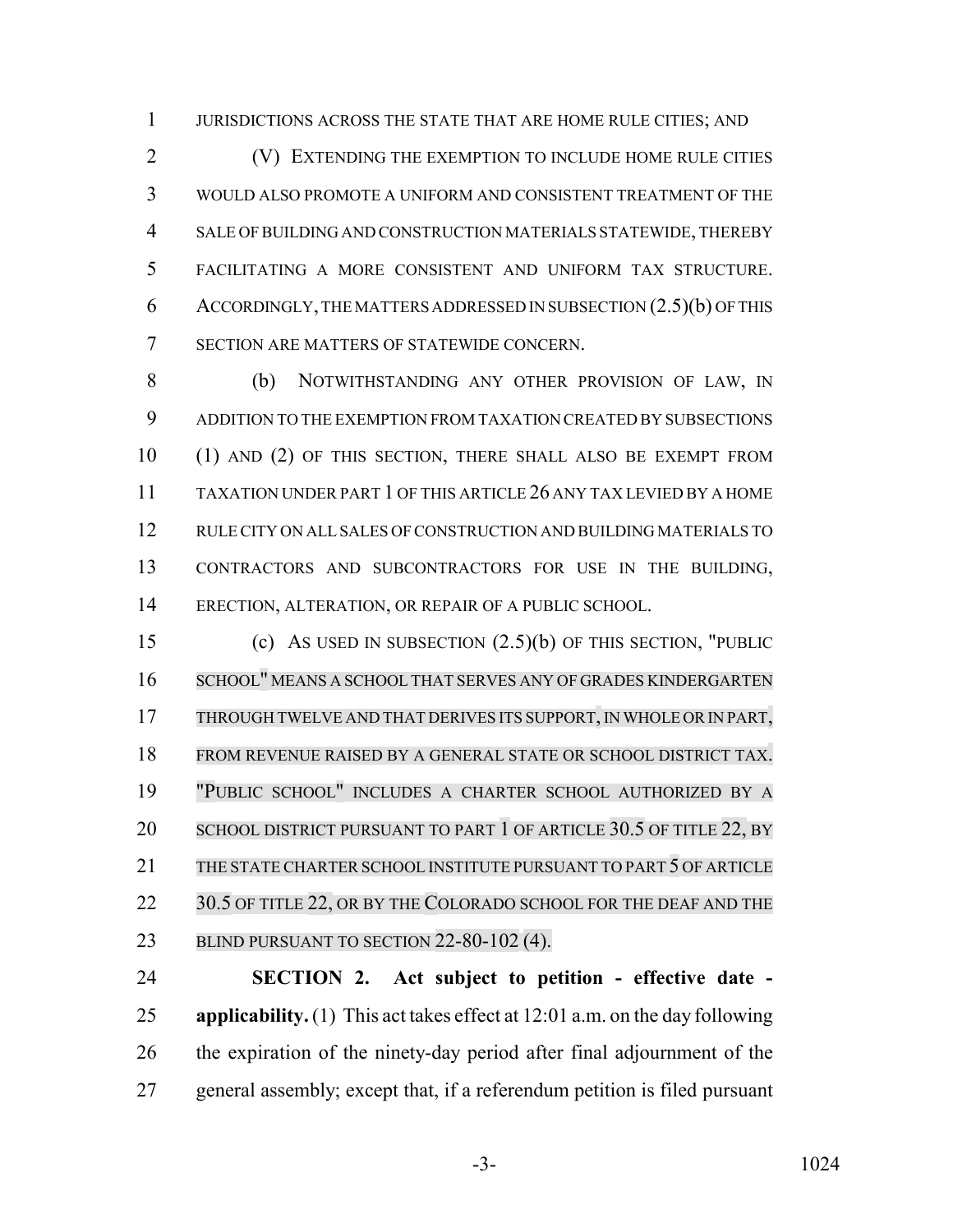JURISDICTIONS ACROSS THE STATE THAT ARE HOME RULE CITIES; AND

(V) EXTENDING THE EXEMPTION TO INCLUDE HOME RULE CITIES WOULD ALSO PROMOTE A UNIFORM AND CONSISTENT TREATMENT OF THE SALE OF BUILDING AND CONSTRUCTION MATERIALS STATEWIDE, THEREBY FACILITATING A MORE CONSISTENT AND UNIFORM TAX STRUCTURE. ACCORDINGLY, THE MATTERS ADDRESSED IN SUBSECTION (2.5)(b) OF THIS SECTION ARE MATTERS OF STATEWIDE CONCERN.

(b) NOTWITHSTANDING ANY OTHER PROVISION OF LAW, IN ADDITION TO THE EXEMPTION FROM TAXATION CREATED BY SUBSECTIONS (1) AND (2) OF THIS SECTION, THERE SHALL ALSO BE EXEMPT FROM TAXATION UNDER PART 1 OF THIS ARTICLE 26 ANY TAX LEVIED BY A HOME RULE CITY ON ALL SALES OF CONSTRUCTION AND BUILDING MATERIALS TO CONTRACTORS AND SUBCONTRACTORS FOR USE IN THE BUILDING, ERECTION, ALTERATION, OR REPAIR OF A PUBLIC SCHOOL.

(c) AS USED IN SUBSECTION (2.5)(b) OF THIS SECTION, "PUBLIC SCHOOL" MEANS A SCHOOL THAT SERVES ANY OF GRADES KINDERGARTEN THROUGH TWELVE AND THAT DERIVES ITS SUPPORT, IN WHOLE OR IN PART, FROM REVENUE RAISED BY A GENERAL STATE OR SCHOOL DISTRICT TAX. "PUBLIC SCHOOL" INCLUDES A CHARTER SCHOOL AUTHORIZED BY A SCHOOL DISTRICT PURSUANT TO PART 1 OF ARTICLE 30.5 OF TITLE 22, BY THE STATE CHARTER SCHOOL INSTITUTE PURSUANT TO PART 5 OF ARTICLE 30.5 OF TITLE 22, OR BY THE COLORADO SCHOOL FOR THE DEAF AND THE BLIND PURSUANT TO SECTION 22-80-102 (4).

**SECTION 2. Act subject to petition - effective date - applicability.** (1) This act takes effect at 12:01 a.m. on the day following the expiration of the ninety-day period after final adjournment of the general assembly; except that, if a referendum petition is filed pursuant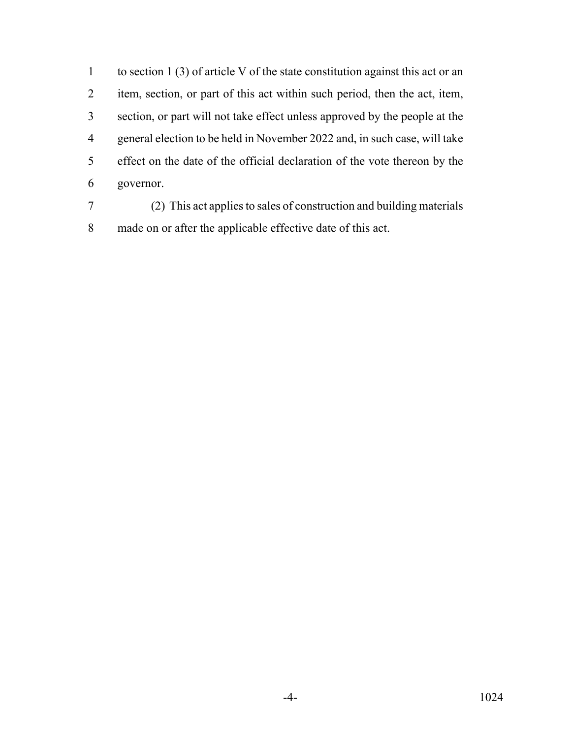to section 1 (3) of article V of the state constitution against this act or an item, section, or part of this act within such period, then the act, item, section, or part will not take effect unless approved by the people at the general election to be held in November 2022 and, in such case, will take effect on the date of the official declaration of the vote thereon by the governor.

(2) This act applies to sales of construction and building materials made on or after the applicable effective date of this act.